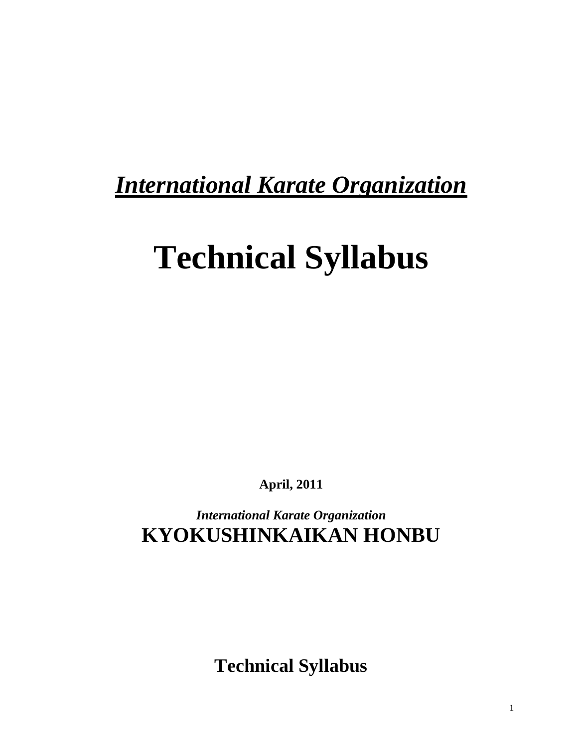***International Karate Organization***

# Technical Syllabus

**April, 2011**

***International Karate Organization***

**KYOKUSHINKAIKAN HONBU**

**Technical Syllabus**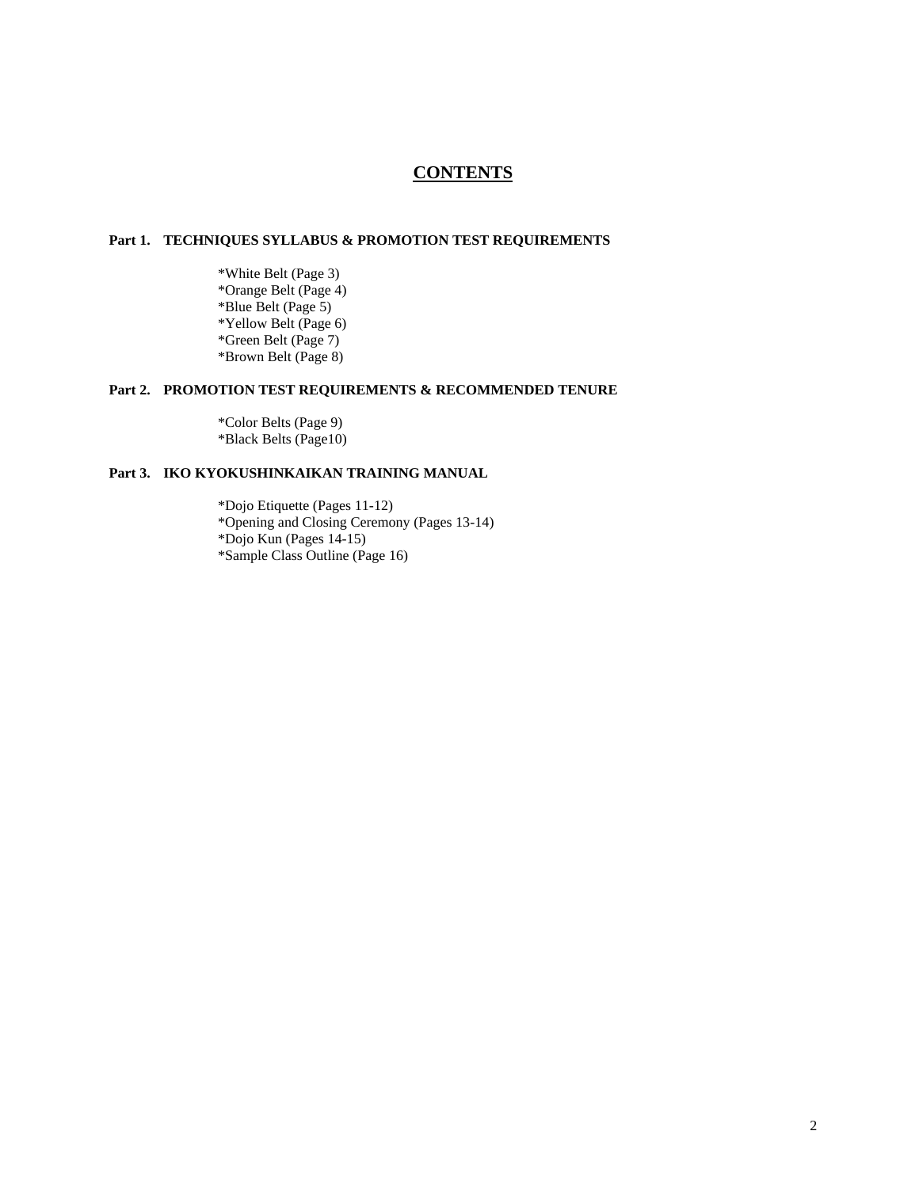# CONTENTS

**Part 1. TECHNIQUES SYLLABUS & PROMOTION TEST REQUIREMENTS**

*White Belt (Page 3)
*Orange Belt (Page 4)
*Blue Belt (Page 5)
*Yellow Belt (Page 6)
*Green Belt (Page 7)
*Brown Belt (Page 8)

**Part 2. PROMOTION TEST REQUIREMENTS & RECOMMENDED TENURE**

*Color Belts (Page 9)
*Black Belts (Page10)

**Part 3. IKO KYOKUSHINKAIKAN TRAINING MANUAL**

*Dojo Etiquette (Pages 11-12)
*Opening and Closing Ceremony (Pages 13-14)
*Dojo Kun (Pages 14-15)
*Sample Class Outline (Page 16)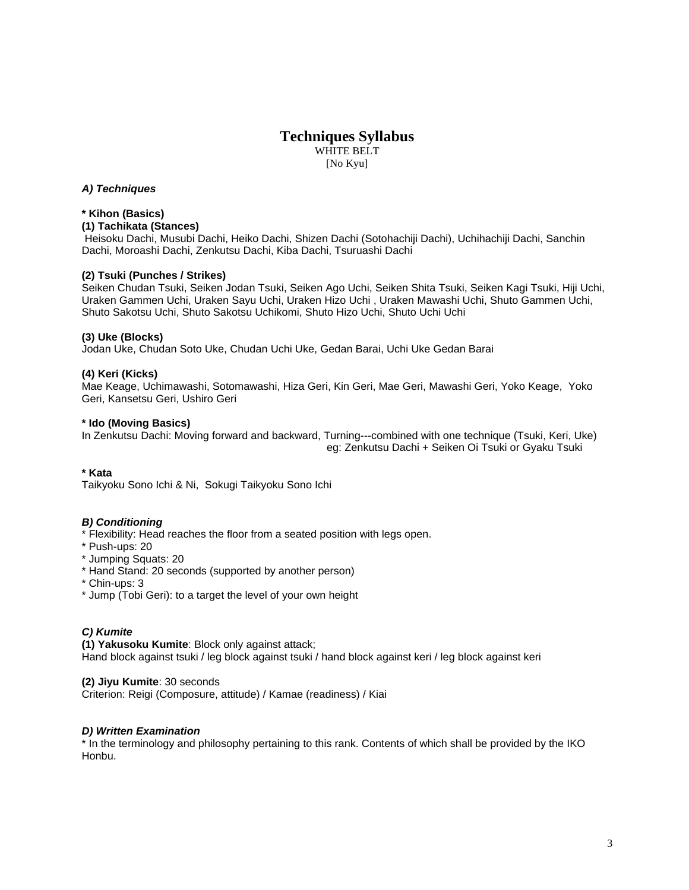# Techniques Syllabus

WHITE BELT
[No Kyu]

***A) Techniques***

**\* Kihon (Basics)**

**(1) Tachikata (Stances)**

Heisoku Dachi, Musubi Dachi, Heiko Dachi, Shizen Dachi (Sotohachiji Dachi), Uchihachiji Dachi, Sanchin Dachi, Moroashi Dachi, Zenkutsu Dachi, Kiba Dachi, Tsuruashi Dachi

**(2) Tsuki (Punches / Strikes)**

Seiken Chudan Tsuki, Seiken Jodan Tsuki, Seiken Ago Uchi, Seiken Shita Tsuki, Seiken Kagi Tsuki, Hiji Uchi, Uraken Gammen Uchi, Uraken Sayu Uchi, Uraken Hizo Uchi , Uraken Mawashi Uchi, Shuto Gammen Uchi, Shuto Sakotsu Uchi, Shuto Sakotsu Uchikomi, Shuto Hizo Uchi, Shuto Uchi Uchi

**(3) Uke (Blocks)**

Jodan Uke, Chudan Soto Uke, Chudan Uchi Uke, Gedan Barai, Uchi Uke Gedan Barai

**(4) Keri (Kicks)**

Mae Keage, Uchimawashi, Sotomawashi, Hiza Geri, Kin Geri, Mae Geri, Mawashi Geri, Yoko Keage, Yoko Geri, Kansetsu Geri, Ushiro Geri

**\* Ido (Moving Basics)**

In Zenkutsu Dachi: Moving forward and backward, Turning---combined with one technique (Tsuki, Keri, Uke)
eg: Zenkutsu Dachi + Seiken Oi Tsuki or Gyaku Tsuki

**\* Kata**

Taikyoku Sono Ichi & Ni, Sokugi Taikyoku Sono Ichi

***B) Conditioning***

\* Flexibility: Head reaches the floor from a seated position with legs open.
\* Push-ups: 20
\* Jumping Squats: 20
\* Hand Stand: 20 seconds (supported by another person)
\* Chin-ups: 3
\* Jump (Tobi Geri): to a target the level of your own height

***C) Kumite***

**(1) Yakusoku Kumite**: Block only against attack;
Hand block against tsuki / leg block against tsuki / hand block against keri / leg block against keri

**(2) Jiyu Kumite**: 30 seconds
Criterion: Reigi (Composure, attitude) / Kamae (readiness) / Kiai

***D) Written Examination***

\* In the terminology and philosophy pertaining to this rank. Contents of which shall be provided by the IKO Honbu.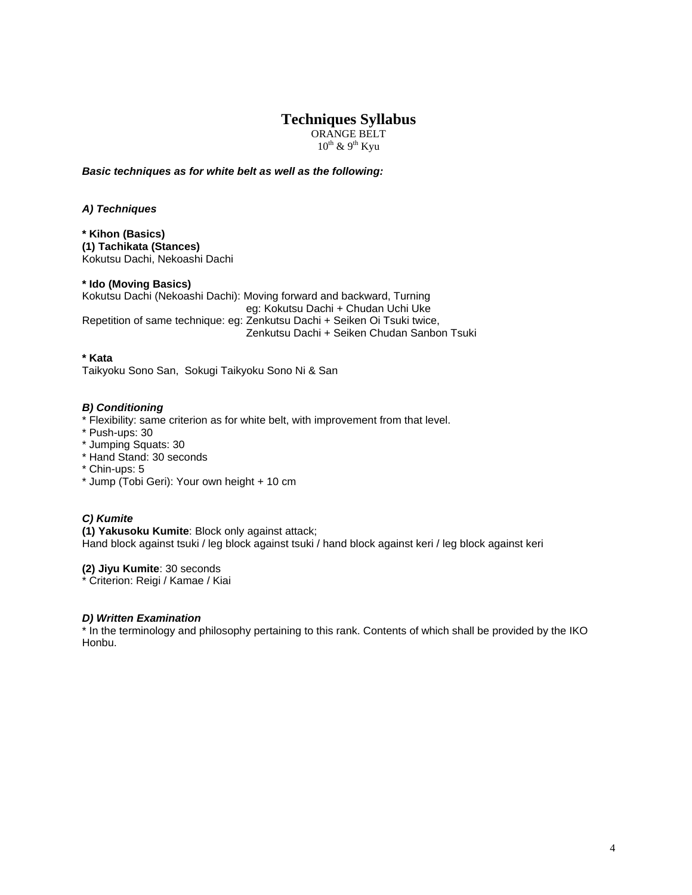# Techniques Syllabus

ORANGE BELT
10th & 9th Kyu

***Basic techniques as for white belt as well as the following:***

***A) Techniques***

**\* Kihon (Basics)**
**(1) Tachikata (Stances)**
Kokutsu Dachi, Nekoashi Dachi

**\* Ido (Moving Basics)**
Kokutsu Dachi (Nekoashi Dachi): Moving forward and backward, Turning
eg: Kokutsu Dachi + Chudan Uchi Uke
Repetition of same technique: eg: Zenkutsu Dachi + Seiken Oi Tsuki twice,
Zenkutsu Dachi + Seiken Chudan Sanbon Tsuki

**\* Kata**
Taikyoku Sono San, Sokugi Taikyoku Sono Ni & San

***B) Conditioning***

* Flexibility: same criterion as for white belt, with improvement from that level.
* Push-ups: 30
* Jumping Squats: 30
* Hand Stand: 30 seconds
* Chin-ups: 5
* Jump (Tobi Geri): Your own height + 10 cm

***C) Kumite***

**(1) Yakusoku Kumite**: Block only against attack;
Hand block against tsuki / leg block against tsuki / hand block against keri / leg block against keri

**(2) Jiyu Kumite**: 30 seconds
\* Criterion: Reigi / Kamae / Kiai

***D) Written Examination***

\* In the terminology and philosophy pertaining to this rank. Contents of which shall be provided by the IKO Honbu.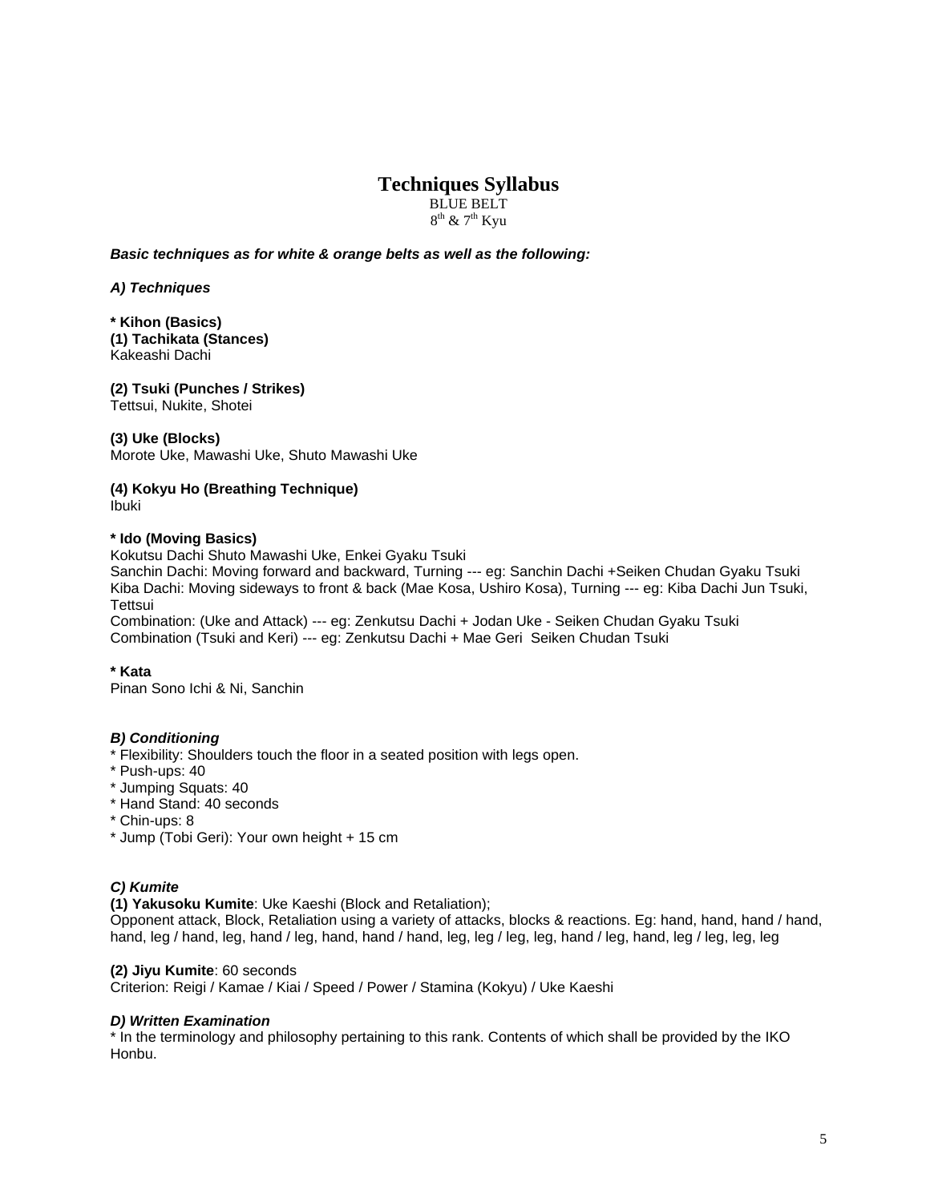# Techniques Syllabus

BLUE BELT
8th & 7th Kyu

***Basic techniques as for white & orange belts as well as the following:***

***A) Techniques***

**\* Kihon (Basics)**
**(1) Tachikata (Stances)**
Kakeashi Dachi

**(2) Tsuki (Punches / Strikes)**
Tettsui, Nukite, Shotei

**(3) Uke (Blocks)**
Morote Uke, Mawashi Uke, Shuto Mawashi Uke

**(4) Kokyu Ho (Breathing Technique)**
Ibuki

**\* Ido (Moving Basics)**
Kokutsu Dachi Shuto Mawashi Uke, Enkei Gyaku Tsuki
Sanchin Dachi: Moving forward and backward, Turning --- eg: Sanchin Dachi +Seiken Chudan Gyaku Tsuki
Kiba Dachi: Moving sideways to front & back (Mae Kosa, Ushiro Kosa), Turning --- eg: Kiba Dachi Jun Tsuki, Tettsui
Combination: (Uke and Attack) --- eg: Zenkutsu Dachi + Jodan Uke - Seiken Chudan Gyaku Tsuki
Combination (Tsuki and Keri) --- eg: Zenkutsu Dachi + Mae Geri Seiken Chudan Tsuki

**\* Kata**
Pinan Sono Ichi & Ni, Sanchin

***B) Conditioning***

\* Flexibility: Shoulders touch the floor in a seated position with legs open.
\* Push-ups: 40
\* Jumping Squats: 40
\* Hand Stand: 40 seconds
\* Chin-ups: 8
\* Jump (Tobi Geri): Your own height + 15 cm

***C) Kumite***

**(1) Yakusoku Kumite**: Uke Kaeshi (Block and Retaliation);
Opponent attack, Block, Retaliation using a variety of attacks, blocks & reactions. Eg: hand, hand, hand / hand, hand, leg / hand, leg, hand / leg, hand, hand / hand, leg, leg / leg, leg, hand / leg, hand, leg / leg, leg, leg

**(2) Jiyu Kumite**: 60 seconds
Criterion: Reigi / Kamae / Kiai / Speed / Power / Stamina (Kokyu) / Uke Kaeshi

***D) Written Examination***

\* In the terminology and philosophy pertaining to this rank. Contents of which shall be provided by the IKO Honbu.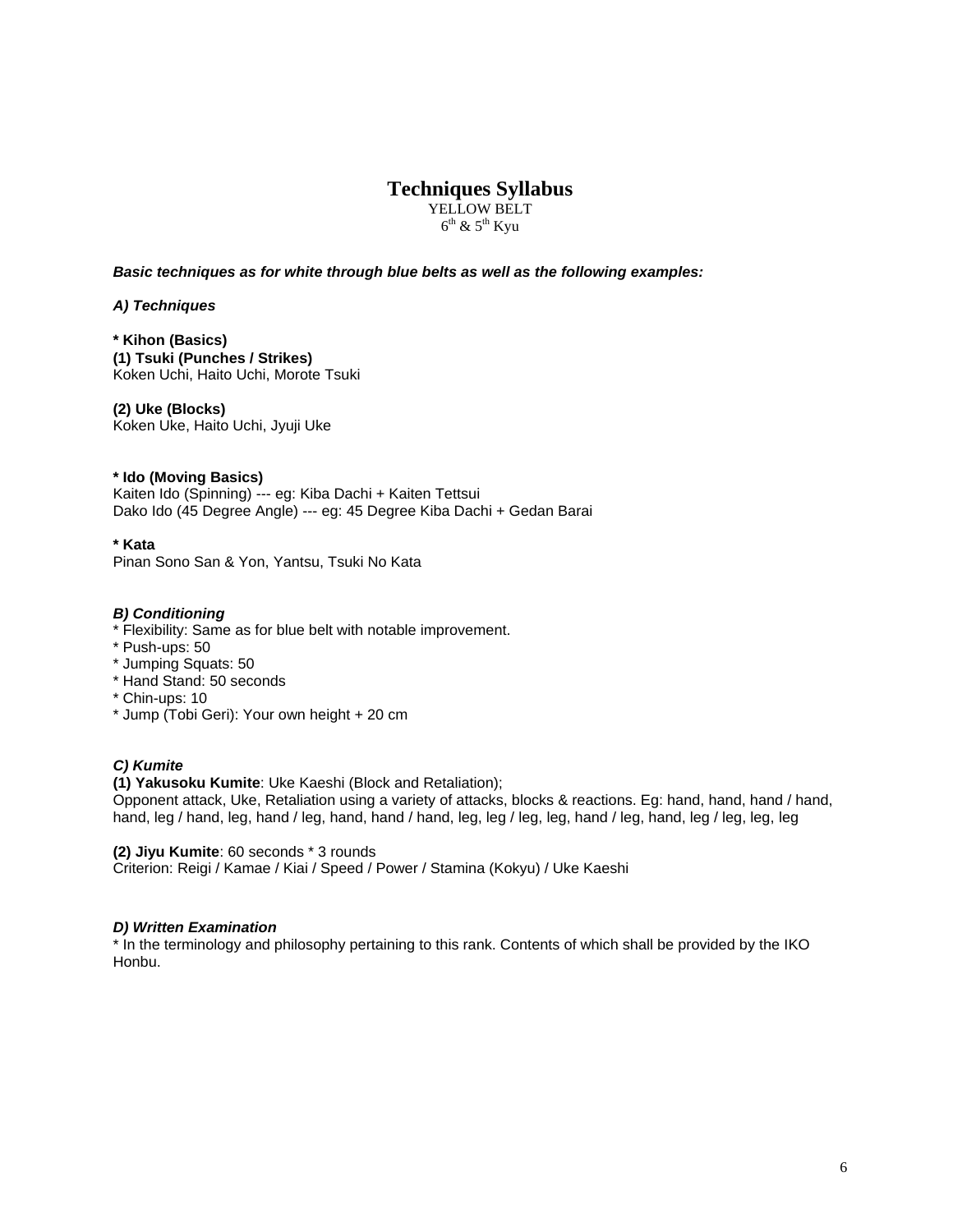# Techniques Syllabus

YELLOW BELT
6th & 5th Kyu

***Basic techniques as for white through blue belts as well as the following examples:***

***A) Techniques***

**\* Kihon (Basics)**
**(1) Tsuki (Punches / Strikes)**
Koken Uchi, Haito Uchi, Morote Tsuki

**(2) Uke (Blocks)**
Koken Uke, Haito Uchi, Jyuji Uke

**\* Ido (Moving Basics)**
Kaiten Ido (Spinning) --- eg: Kiba Dachi + Kaiten Tettsui
Dako Ido (45 Degree Angle) --- eg: 45 Degree Kiba Dachi + Gedan Barai

**\* Kata**
Pinan Sono San & Yon, Yantsu, Tsuki No Kata

***B) Conditioning***

* Flexibility: Same as for blue belt with notable improvement.
* Push-ups: 50
* Jumping Squats: 50
* Hand Stand: 50 seconds
* Chin-ups: 10
* Jump (Tobi Geri): Your own height + 20 cm

***C) Kumite***

**(1) Yakusoku Kumite**: Uke Kaeshi (Block and Retaliation);
Opponent attack, Uke, Retaliation using a variety of attacks, blocks & reactions. Eg: hand, hand, hand / hand, hand, leg / hand, leg, hand / leg, hand, hand / hand, leg, leg / leg, leg, hand / leg, hand, leg / leg, leg, leg

**(2) Jiyu Kumite**: 60 seconds * 3 rounds
Criterion: Reigi / Kamae / Kiai / Speed / Power / Stamina (Kokyu) / Uke Kaeshi

***D) Written Examination***

* In the terminology and philosophy pertaining to this rank. Contents of which shall be provided by the IKO Honbu.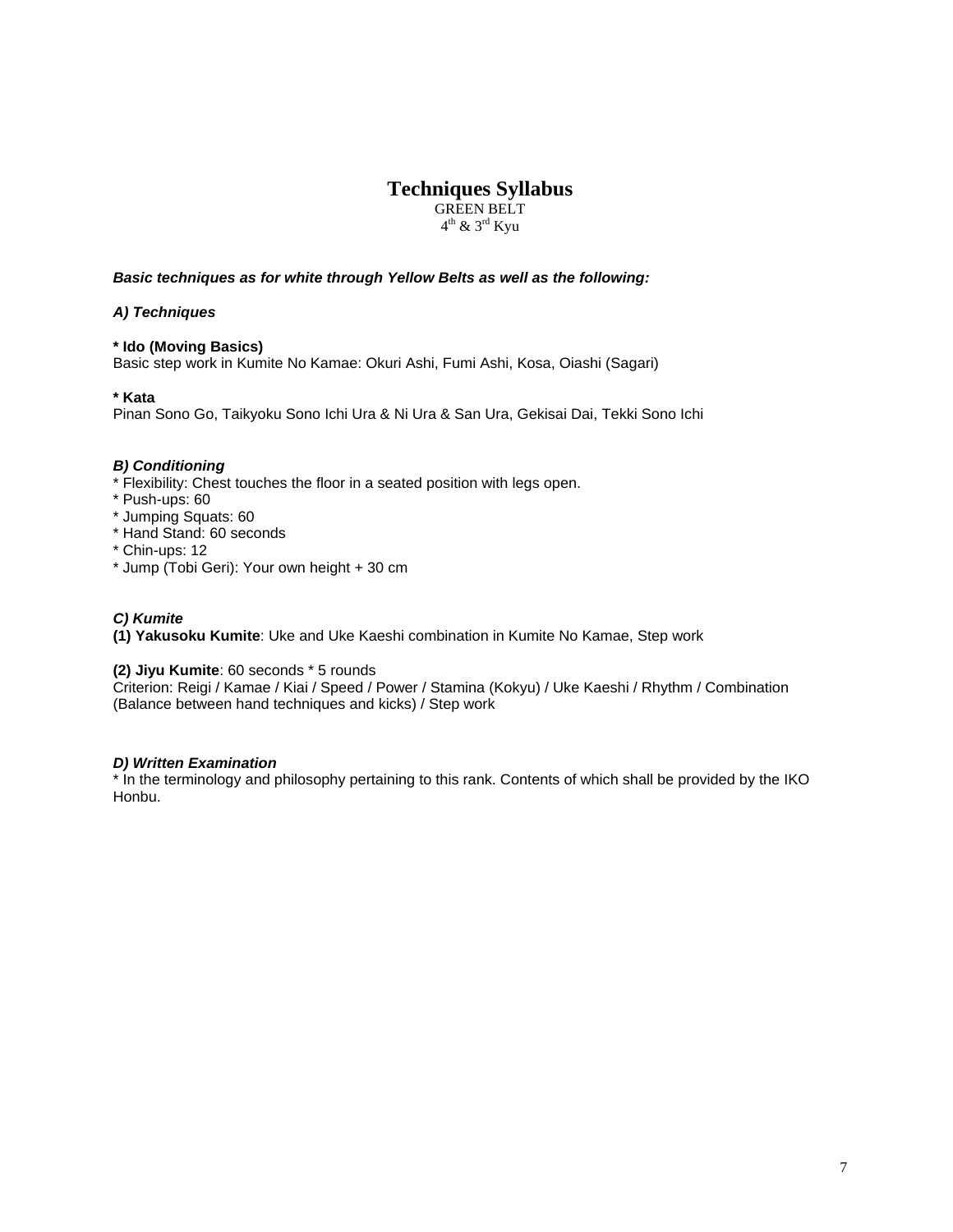# Techniques Syllabus

GREEN BELT
4th & 3rd Kyu

***Basic techniques as for white through Yellow Belts as well as the following:***

***A) Techniques***

**\* Ido (Moving Basics)**
Basic step work in Kumite No Kamae: Okuri Ashi, Fumi Ashi, Kosa, Oiashi (Sagari)

**\* Kata**
Pinan Sono Go, Taikyoku Sono Ichi Ura & Ni Ura & San Ura, Gekisai Dai, Tekki Sono Ichi

***B) Conditioning***

\* Flexibility: Chest touches the floor in a seated position with legs open.
\* Push-ups: 60
\* Jumping Squats: 60
\* Hand Stand: 60 seconds
\* Chin-ups: 12
\* Jump (Tobi Geri): Your own height + 30 cm

***C) Kumite***

**(1) Yakusoku Kumite**: Uke and Uke Kaeshi combination in Kumite No Kamae, Step work

**(2) Jiyu Kumite**: 60 seconds * 5 rounds
Criterion: Reigi / Kamae / Kiai / Speed / Power / Stamina (Kokyu) / Uke Kaeshi / Rhythm / Combination (Balance between hand techniques and kicks) / Step work

***D) Written Examination***

\* In the terminology and philosophy pertaining to this rank. Contents of which shall be provided by the IKO Honbu.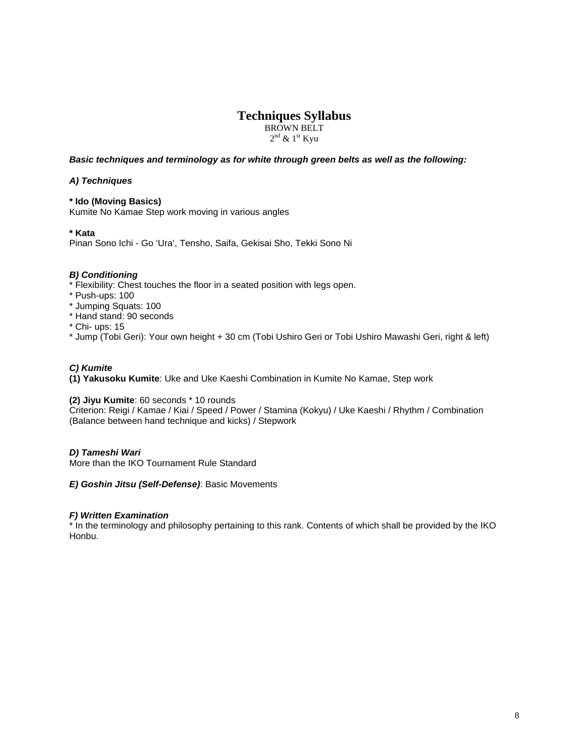# Techniques Syllabus

BROWN BELT
2nd & 1st Kyu

***Basic techniques and terminology as for white through green belts as well as the following:***

***A) Techniques***

**\* Ido (Moving Basics)**
Kumite No Kamae Step work moving in various angles

**\* Kata**
Pinan Sono Ichi - Go 'Ura', Tensho, Saifa, Gekisai Sho, Tekki Sono Ni

***B) Conditioning***

- Flexibility: Chest touches the floor in a seated position with legs open.
- Push-ups: 100
- Jumping Squats: 100
- Hand stand: 90 seconds
- Chi- ups: 15
- Jump (Tobi Geri): Your own height + 30 cm (Tobi Ushiro Geri or Tobi Ushiro Mawashi Geri, right & left)

***C) Kumite***

**(1) Yakusoku Kumite**: Uke and Uke Kaeshi Combination in Kumite No Kamae, Step work

**(2) Jiyu Kumite**: 60 seconds * 10 rounds
Criterion: Reigi / Kamae / Kiai / Speed / Power / Stamina (Kokyu) / Uke Kaeshi / Rhythm / Combination (Balance between hand technique and kicks) / Stepwork

***D) Tameshi Wari***
More than the IKO Tournament Rule Standard

***E) Goshin Jitsu (Self-Defense)***: Basic Movements

***F) Written Examination***
\* In the terminology and philosophy pertaining to this rank. Contents of which shall be provided by the IKO Honbu.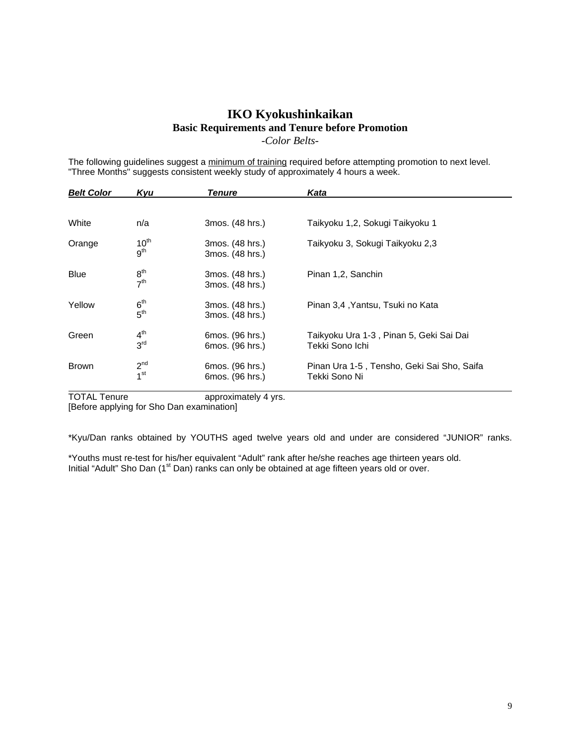# IKO Kyokushinkaikan

## Basic Requirements and Tenure before Promotion

*-Color Belts-*

The following guidelines suggest a minimum of training required before attempting promotion to next level. "Three Months" suggests consistent weekly study of approximately 4 hours a week.

| ***Belt Color*** | ***Kyu*** | ***Tenure*** | ***Kata*** |
|---|---|---|---|
| White | n/a | 3mos. (48 hrs.) | Taikyoku 1,2, Sokugi Taikyoku 1 |
| Orange | 10th<br>9th | 3mos. (48 hrs.)<br>3mos. (48 hrs.) | Taikyoku 3, Sokugi Taikyoku 2,3 |
| Blue | 8th<br>7th | 3mos. (48 hrs.)<br>3mos. (48 hrs.) | Pinan 1,2, Sanchin |
| Yellow | 6th<br>5th | 3mos. (48 hrs.)<br>3mos. (48 hrs.) | Pinan 3,4 ,Yantsu, Tsuki no Kata |
| Green | 4th<br>3rd | 6mos. (96 hrs.)<br>6mos. (96 hrs.) | Taikyoku Ura 1-3 , Pinan 5, Geki Sai Dai<br>Tekki Sono Ichi |
| Brown | 2nd<br>1st | 6mos. (96 hrs.)<br>6mos. (96 hrs.) | Pinan Ura 1-5 , Tensho, Geki Sai Sho, Saifa<br>Tekki Sono Ni |
| TOTAL Tenure | | approximately 4 yrs. | |

[Before applying for Sho Dan examination]

*Kyu/Dan ranks obtained by YOUTHS aged twelve years old and under are considered "JUNIOR" ranks.

*Youths must re-test for his/her equivalent "Adult" rank after he/she reaches age thirteen years old.
Initial "Adult" Sho Dan (1st Dan) ranks can only be obtained at age fifteen years old or over.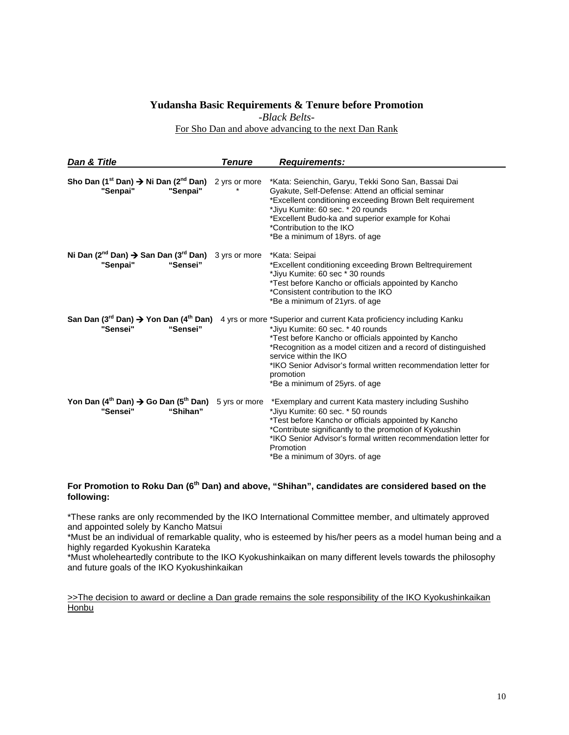**Yudansha Basic Requirements & Tenure before Promotion**

*-Black Belts-*

For Sho Dan and above advancing to the next Dan Rank

| *Dan & Title* | *Tenure* | *Requirements:* |
|---|---|---|
| **Sho Dan (1st Dan) → Ni Dan (2nd Dan)**<br>**"Senpai" "Senpai"** | 2 yrs or more<br>* | *Kata: Seienchin, Garyu, Tekki Sono San, Bassai Dai<br>Gyakute, Self-Defense: Attend an official seminar<br>*Excellent conditioning exceeding Brown Belt requirement<br>*Jiyu Kumite: 60 sec. * 20 rounds<br>*Excellent Budo-ka and superior example for Kohai<br>*Contribution to the IKO<br>*Be a minimum of 18yrs. of age |
| **Ni Dan (2nd Dan) → San Dan (3rd Dan)**<br>**"Senpai" "Sensei"** | 3 yrs or more | *Kata: Seipai<br>*Excellent conditioning exceeding Brown Beltrequirement<br>*Jiyu Kumite: 60 sec * 30 rounds<br>*Test before Kancho or officials appointed by Kancho<br>*Consistent contribution to the IKO<br>*Be a minimum of 21yrs. of age |
| **San Dan (3rd Dan) → Yon Dan (4th Dan)**<br>**"Sensei" "Sensei"** | 4 yrs or more | *Superior and current Kata proficiency including Kanku<br>*Jiyu Kumite: 60 sec. * 40 rounds<br>*Test before Kancho or officials appointed by Kancho<br>*Recognition as a model citizen and a record of distinguished service within the IKO<br>*IKO Senior Advisor's formal written recommendation letter for promotion<br>*Be a minimum of 25yrs. of age |
| **Yon Dan (4th Dan) → Go Dan (5th Dan)**<br>**"Sensei" "Shihan"** | 5 yrs or more | *Exemplary and current Kata mastery including Sushiho<br>*Jiyu Kumite: 60 sec. * 50 rounds<br>*Test before Kancho or officials appointed by Kancho<br>*Contribute significantly to the promotion of Kyokushin<br>*IKO Senior Advisor's formal written recommendation letter for Promotion<br>*Be a minimum of 30yrs. of age |

**For Promotion to Roku Dan (6th Dan) and above, "Shihan", candidates are considered based on the following:**

*These ranks are only recommended by the IKO International Committee member, and ultimately approved and appointed solely by Kancho Matsui

*Must be an individual of remarkable quality, who is esteemed by his/her peers as a model human being and a highly regarded Kyokushin Karateka

*Must wholeheartedly contribute to the IKO Kyokushinkaikan on many different levels towards the philosophy and future goals of the IKO Kyokushinkaikan

>>The decision to award or decline a Dan grade remains the sole responsibility of the IKO Kyokushinkaikan Honbu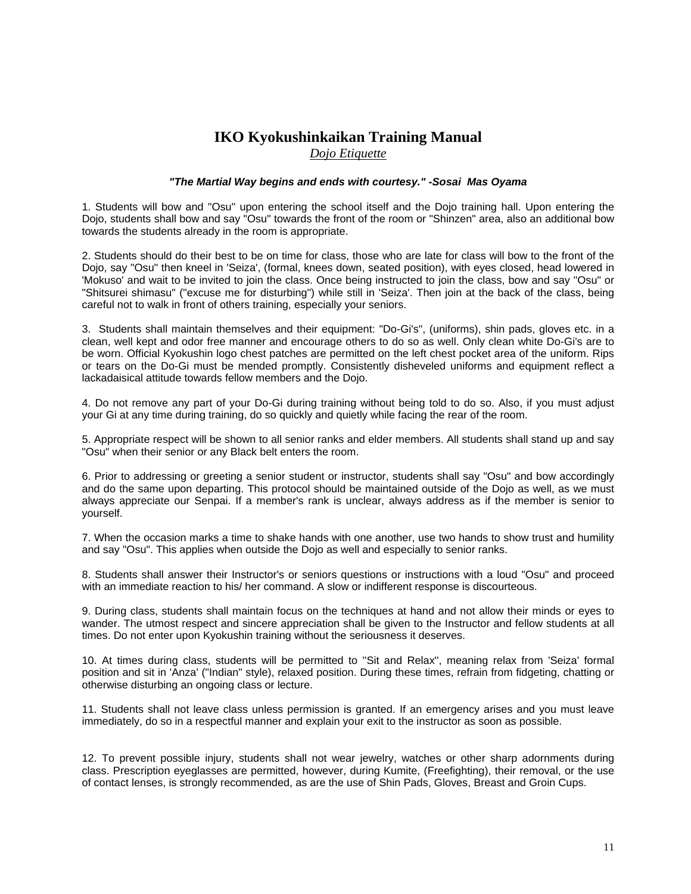# IKO Kyokushinkaikan Training Manual

*Dojo Etiquette*

***"The Martial Way begins and ends with courtesy." -Sosai Mas Oyama***

1. Students will bow and "Osu" upon entering the school itself and the Dojo training hall. Upon entering the Dojo, students shall bow and say "Osu" towards the front of the room or "Shinzen" area, also an additional bow towards the students already in the room is appropriate.

2. Students should do their best to be on time for class, those who are late for class will bow to the front of the Dojo, say "Osu" then kneel in 'Seiza', (formal, knees down, seated position), with eyes closed, head lowered in 'Mokuso' and wait to be invited to join the class. Once being instructed to join the class, bow and say "Osu" or "Shitsurei shimasu" ("excuse me for disturbing") while still in 'Seiza'. Then join at the back of the class, being careful not to walk in front of others training, especially your seniors.

3. Students shall maintain themselves and their equipment: "Do-Gi's", (uniforms), shin pads, gloves etc. in a clean, well kept and odor free manner and encourage others to do so as well. Only clean white Do-Gi's are to be worn. Official Kyokushin logo chest patches are permitted on the left chest pocket area of the uniform. Rips or tears on the Do-Gi must be mended promptly. Consistently disheveled uniforms and equipment reflect a lackadaisical attitude towards fellow members and the Dojo.

4. Do not remove any part of your Do-Gi during training without being told to do so. Also, if you must adjust your Gi at any time during training, do so quickly and quietly while facing the rear of the room.

5. Appropriate respect will be shown to all senior ranks and elder members. All students shall stand up and say "Osu" when their senior or any Black belt enters the room.

6. Prior to addressing or greeting a senior student or instructor, students shall say "Osu" and bow accordingly and do the same upon departing. This protocol should be maintained outside of the Dojo as well, as we must always appreciate our Senpai. If a member's rank is unclear, always address as if the member is senior to yourself.

7. When the occasion marks a time to shake hands with one another, use two hands to show trust and humility and say "Osu". This applies when outside the Dojo as well and especially to senior ranks.

8. Students shall answer their Instructor's or seniors questions or instructions with a loud "Osu" and proceed with an immediate reaction to his/ her command. A slow or indifferent response is discourteous.

9. During class, students shall maintain focus on the techniques at hand and not allow their minds or eyes to wander. The utmost respect and sincere appreciation shall be given to the Instructor and fellow students at all times. Do not enter upon Kyokushin training without the seriousness it deserves.

10. At times during class, students will be permitted to "Sit and Relax", meaning relax from 'Seiza' formal position and sit in 'Anza' ("Indian" style), relaxed position. During these times, refrain from fidgeting, chatting or otherwise disturbing an ongoing class or lecture.

11. Students shall not leave class unless permission is granted. If an emergency arises and you must leave immediately, do so in a respectful manner and explain your exit to the instructor as soon as possible.

12. To prevent possible injury, students shall not wear jewelry, watches or other sharp adornments during class. Prescription eyeglasses are permitted, however, during Kumite, (Freefighting), their removal, or the use of contact lenses, is strongly recommended, as are the use of Shin Pads, Gloves, Breast and Groin Cups.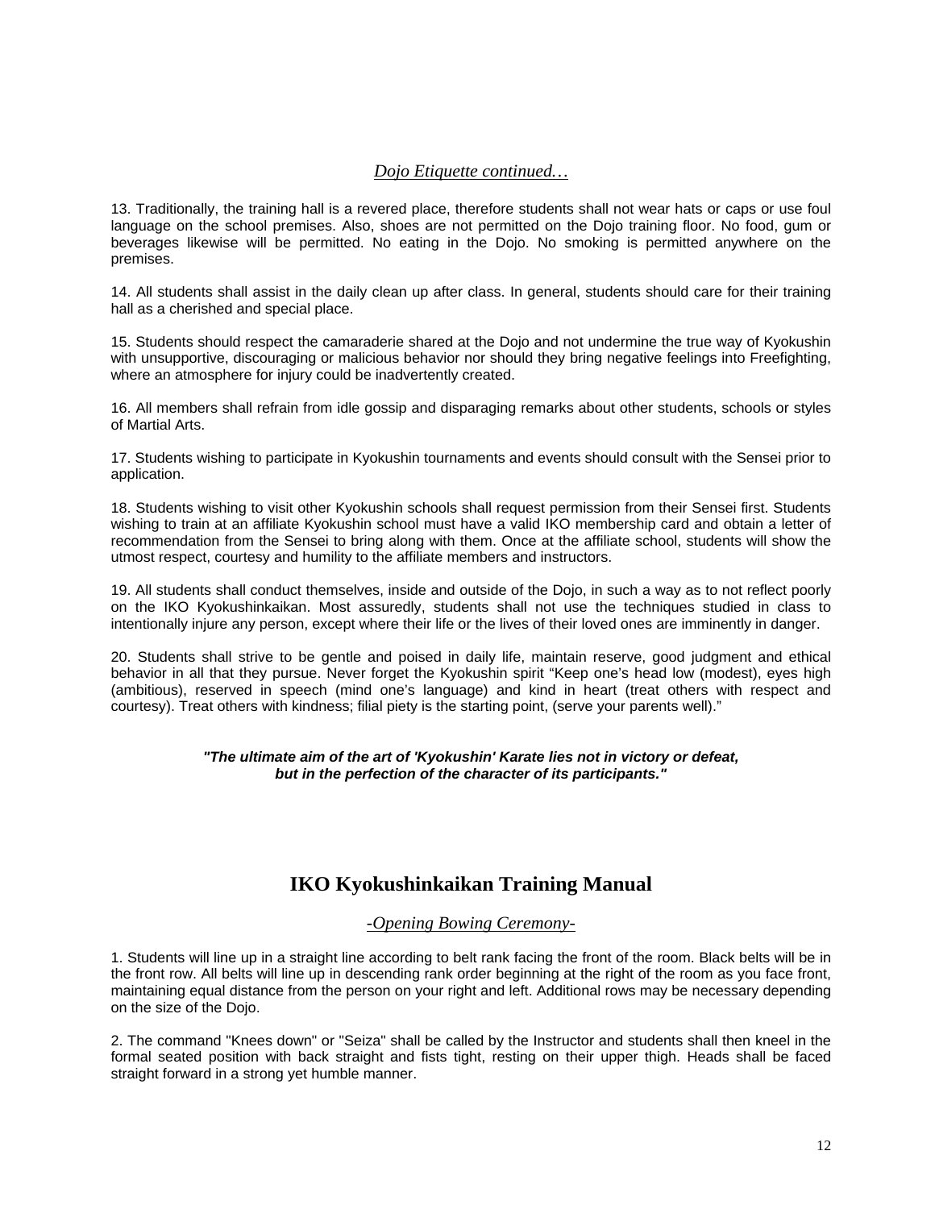*Dojo Etiquette continued…*

13. Traditionally, the training hall is a revered place, therefore students shall not wear hats or caps or use foul language on the school premises. Also, shoes are not permitted on the Dojo training floor. No food, gum or beverages likewise will be permitted. No eating in the Dojo. No smoking is permitted anywhere on the premises.

14. All students shall assist in the daily clean up after class. In general, students should care for their training hall as a cherished and special place.

15. Students should respect the camaraderie shared at the Dojo and not undermine the true way of Kyokushin with unsupportive, discouraging or malicious behavior nor should they bring negative feelings into Freefighting, where an atmosphere for injury could be inadvertently created.

16. All members shall refrain from idle gossip and disparaging remarks about other students, schools or styles of Martial Arts.

17. Students wishing to participate in Kyokushin tournaments and events should consult with the Sensei prior to application.

18. Students wishing to visit other Kyokushin schools shall request permission from their Sensei first. Students wishing to train at an affiliate Kyokushin school must have a valid IKO membership card and obtain a letter of recommendation from the Sensei to bring along with them. Once at the affiliate school, students will show the utmost respect, courtesy and humility to the affiliate members and instructors.

19. All students shall conduct themselves, inside and outside of the Dojo, in such a way as to not reflect poorly on the IKO Kyokushinkaikan. Most assuredly, students shall not use the techniques studied in class to intentionally injure any person, except where their life or the lives of their loved ones are imminently in danger.

20. Students shall strive to be gentle and poised in daily life, maintain reserve, good judgment and ethical behavior in all that they pursue. Never forget the Kyokushin spirit "Keep one's head low (modest), eyes high (ambitious), reserved in speech (mind one's language) and kind in heart (treat others with respect and courtesy). Treat others with kindness; filial piety is the starting point, (serve your parents well)."

***"The ultimate aim of the art of 'Kyokushin' Karate lies not in victory or defeat, but in the perfection of the character of its participants."***

## IKO Kyokushinkaikan Training Manual

*-Opening Bowing Ceremony-*

1. Students will line up in a straight line according to belt rank facing the front of the room. Black belts will be in the front row. All belts will line up in descending rank order beginning at the right of the room as you face front, maintaining equal distance from the person on your right and left. Additional rows may be necessary depending on the size of the Dojo.

2. The command "Knees down" or "Seiza" shall be called by the Instructor and students shall then kneel in the formal seated position with back straight and fists tight, resting on their upper thigh. Heads shall be faced straight forward in a strong yet humble manner.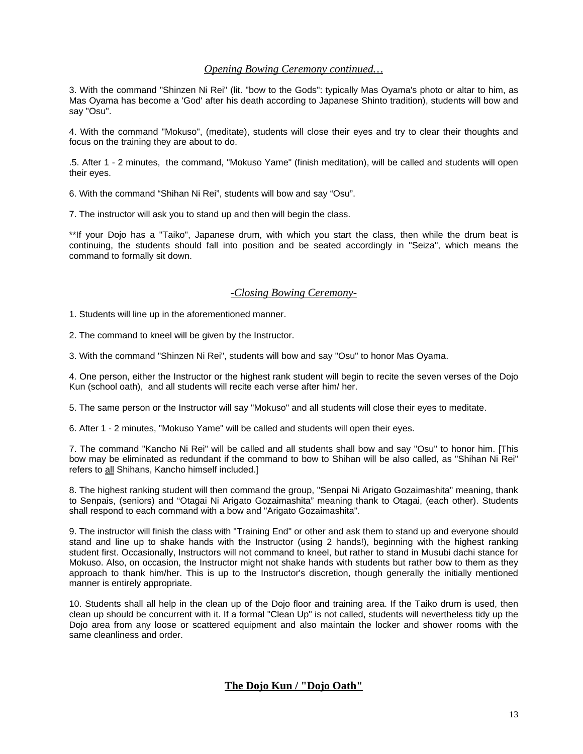### *Opening Bowing Ceremony continued…*

3. With the command "Shinzen Ni Rei" (lit. "bow to the Gods": typically Mas Oyama's photo or altar to him, as Mas Oyama has become a 'God' after his death according to Japanese Shinto tradition), students will bow and say "Osu".

4. With the command "Mokuso", (meditate), students will close their eyes and try to clear their thoughts and focus on the training they are about to do.

.5. After 1 - 2 minutes, the command, "Mokuso Yame" (finish meditation), will be called and students will open their eyes.

6. With the command "Shihan Ni Rei", students will bow and say "Osu".

7. The instructor will ask you to stand up and then will begin the class.

**If your Dojo has a "Taiko", Japanese drum, with which you start the class, then while the drum beat is continuing, the students should fall into position and be seated accordingly in "Seiza", which means the command to formally sit down.

### *-Closing Bowing Ceremony-*

1. Students will line up in the aforementioned manner.

2. The command to kneel will be given by the Instructor.

3. With the command "Shinzen Ni Rei", students will bow and say "Osu" to honor Mas Oyama.

4. One person, either the Instructor or the highest rank student will begin to recite the seven verses of the Dojo Kun (school oath), and all students will recite each verse after him/ her.

5. The same person or the Instructor will say "Mokuso" and all students will close their eyes to meditate.

6. After 1 - 2 minutes, "Mokuso Yame" will be called and students will open their eyes.

7. The command "Kancho Ni Rei" will be called and all students shall bow and say "Osu" to honor him. [This bow may be eliminated as redundant if the command to bow to Shihan will be also called, as "Shihan Ni Rei" refers to <u>all</u> Shihans, Kancho himself included.]

8. The highest ranking student will then command the group, "Senpai Ni Arigato Gozaimashita" meaning, thank to Senpais, (seniors) and "Otagai Ni Arigato Gozaimashita" meaning thank to Otagai, (each other). Students shall respond to each command with a bow and "Arigato Gozaimashita".

9. The instructor will finish the class with "Training End" or other and ask them to stand up and everyone should stand and line up to shake hands with the Instructor (using 2 hands!), beginning with the highest ranking student first. Occasionally, Instructors will not command to kneel, but rather to stand in Musubi dachi stance for Mokuso. Also, on occasion, the Instructor might not shake hands with students but rather bow to them as they approach to thank him/her. This is up to the Instructor's discretion, though generally the initially mentioned manner is entirely appropriate.

10. Students shall all help in the clean up of the Dojo floor and training area. If the Taiko drum is used, then clean up should be concurrent with it. If a formal "Clean Up" is not called, students will nevertheless tidy up the Dojo area from any loose or scattered equipment and also maintain the locker and shower rooms with the same cleanliness and order.

## **The Dojo Kun / "Dojo Oath"**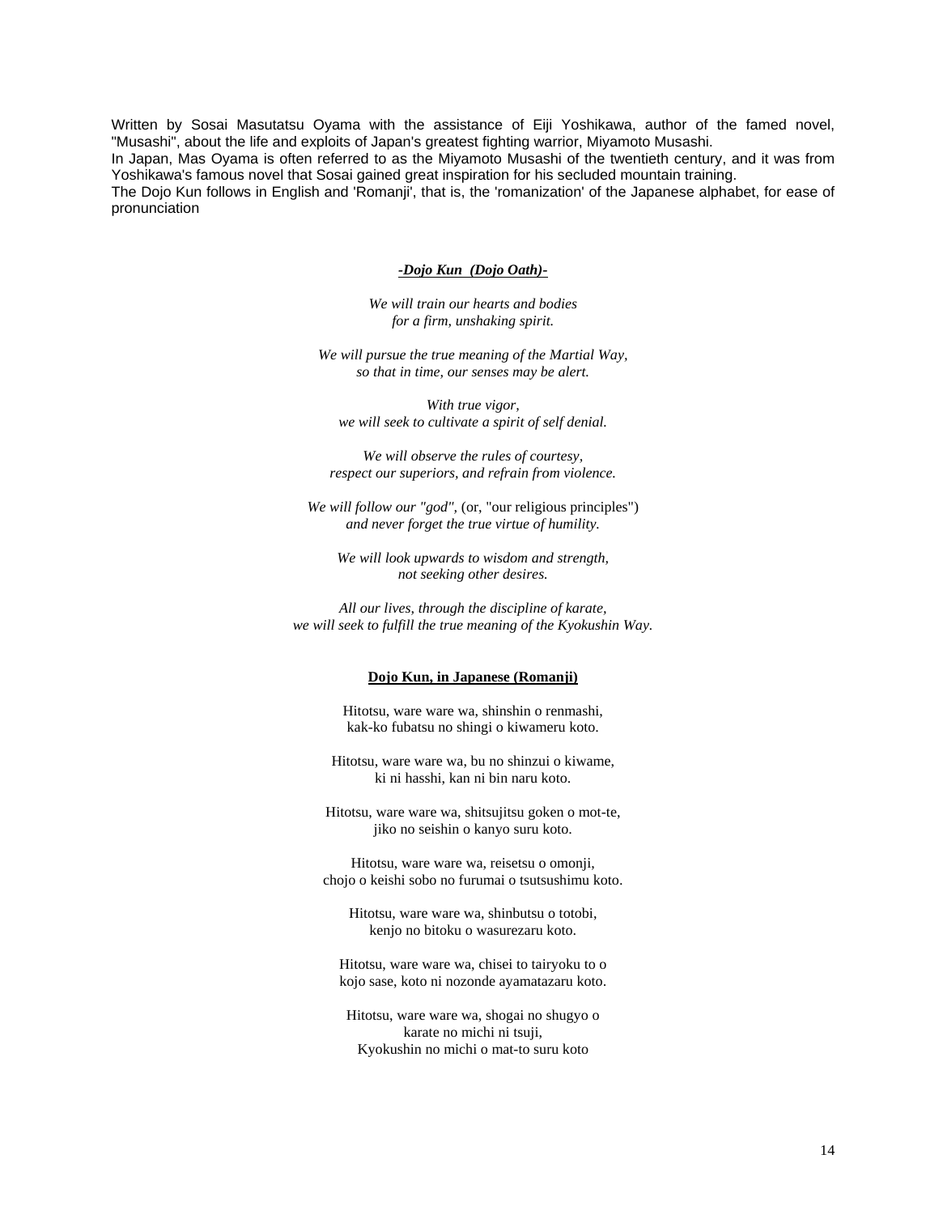Written by Sosai Masutatsu Oyama with the assistance of Eiji Yoshikawa, author of the famed novel, "Musashi", about the life and exploits of Japan's greatest fighting warrior, Miyamoto Musashi.
In Japan, Mas Oyama is often referred to as the Miyamoto Musashi of the twentieth century, and it was from Yoshikawa's famous novel that Sosai gained great inspiration for his secluded mountain training.
The Dojo Kun follows in English and 'Romanji', that is, the 'romanization' of the Japanese alphabet, for ease of pronunciation

***-Dojo Kun (Dojo Oath)-***

*We will train our hearts and bodies*
*for a firm, unshaking spirit.*

*We will pursue the true meaning of the Martial Way,*
*so that in time, our senses may be alert.*

*With true vigor,*
*we will seek to cultivate a spirit of self denial.*

*We will observe the rules of courtesy,*
*respect our superiors, and refrain from violence.*

*We will follow our "god",* (or, "our religious principles")
*and never forget the true virtue of humility.*

*We will look upwards to wisdom and strength,*
*not seeking other desires.*

*All our lives, through the discipline of karate,*
*we will seek to fulfill the true meaning of the Kyokushin Way.*

**Dojo Kun, in Japanese (Romanji)**

Hitotsu, ware ware wa, shinshin o renmashi,
kak-ko fubatsu no shingi o kiwameru koto.

Hitotsu, ware ware wa, bu no shinzui o kiwame,
ki ni hasshi, kan ni bin naru koto.

Hitotsu, ware ware wa, shitsujitsu goken o mot-te,
jiko no seishin o kanyo suru koto.

Hitotsu, ware ware wa, reisetsu o omonji,
chojo o keishi sobo no furumai o tsutsushimu koto.

Hitotsu, ware ware wa, shinbutsu o totobi,
kenjo no bitoku o wasurezaru koto.

Hitotsu, ware ware wa, chisei to tairyoku to o
kojo sase, koto ni nozonde ayamatazaru koto.

Hitotsu, ware ware wa, shogai no shugyo o
karate no michi ni tsuji,
Kyokushin no michi o mat-to suru koto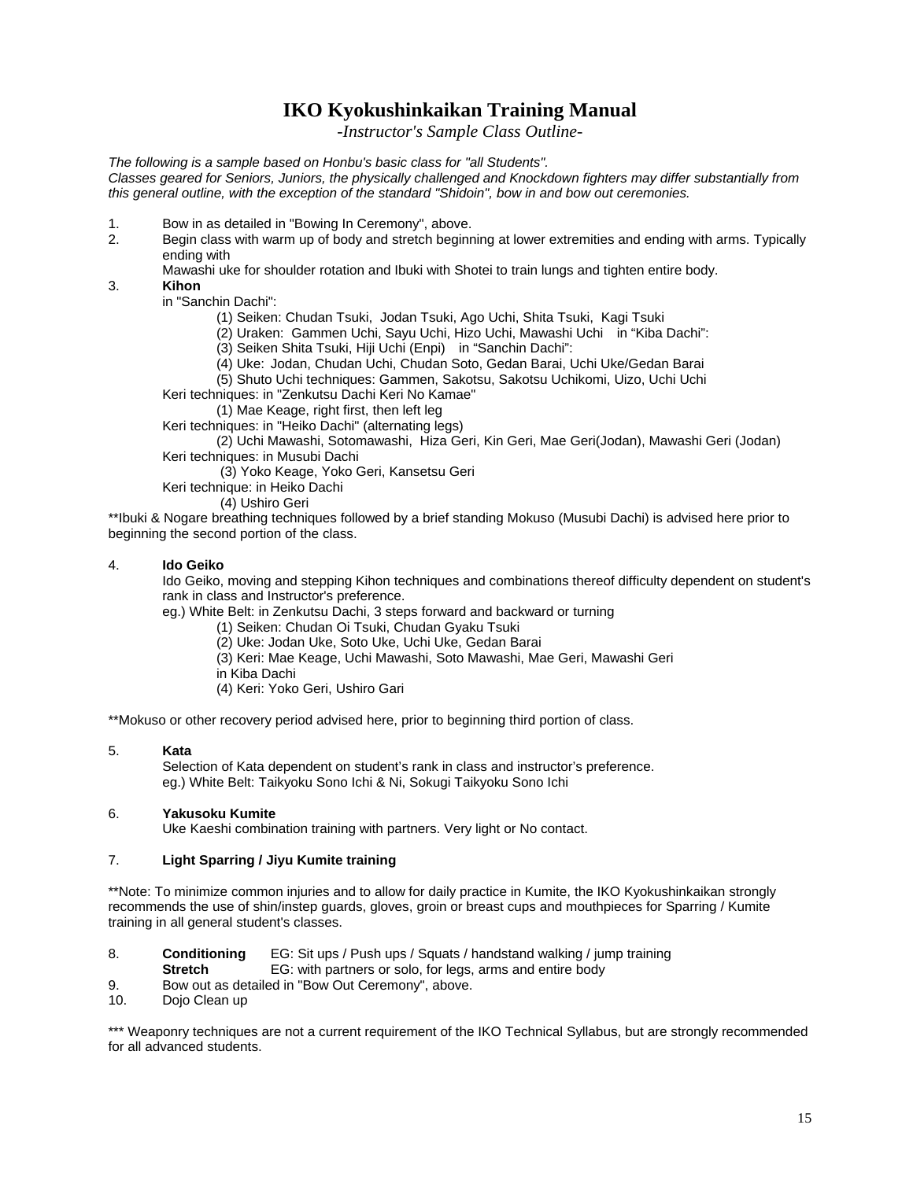# IKO Kyokushinkaikan Training Manual

*-Instructor's Sample Class Outline-*

*The following is a sample based on Honbu's basic class for "all Students".*
*Classes geared for Seniors, Juniors, the physically challenged and Knockdown fighters may differ substantially from this general outline, with the exception of the standard "Shidoin", bow in and bow out ceremonies.*

1. Bow in as detailed in "Bowing In Ceremony", above.
2. Begin class with warm up of body and stretch beginning at lower extremities and ending with arms. Typically ending with
   Mawashi uke for shoulder rotation and Ibuki with Shotei to train lungs and tighten entire body.
3. **Kihon**
   in "Sanchin Dachi":
   - (1) Seiken: Chudan Tsuki, Jodan Tsuki, Ago Uchi, Shita Tsuki, Kagi Tsuki
   - (2) Uraken: Gammen Uchi, Sayu Uchi, Hizo Uchi, Mawashi Uchi in "Kiba Dachi":
   - (3) Seiken Shita Tsuki, Hiji Uchi (Enpi) in "Sanchin Dachi":
   - (4) Uke: Jodan, Chudan Uchi, Chudan Soto, Gedan Barai, Uchi Uke/Gedan Barai
   - (5) Shuto Uchi techniques: Gammen, Sakotsu, Sakotsu Uchikomi, Uizo, Uchi Uchi

   Keri techniques: in "Zenkutsu Dachi Keri No Kamae"
   - (1) Mae Keage, right first, then left leg

   Keri techniques: in "Heiko Dachi" (alternating legs)
   - (2) Uchi Mawashi, Sotomawashi, Hiza Geri, Kin Geri, Mae Geri(Jodan), Mawashi Geri (Jodan)

   Keri techniques: in Musubi Dachi
   - (3) Yoko Keage, Yoko Geri, Kansetsu Geri

   Keri technique: in Heiko Dachi
   - (4) Ushiro Geri

**Ibuki & Nogare breathing techniques followed by a brief standing Mokuso (Musubi Dachi) is advised here prior to beginning the second portion of the class.

4. **Ido Geiko**
   Ido Geiko, moving and stepping Kihon techniques and combinations thereof difficulty dependent on student's rank in class and Instructor's preference.
   eg.) White Belt: in Zenkutsu Dachi, 3 steps forward and backward or turning
   - (1) Seiken: Chudan Oi Tsuki, Chudan Gyaku Tsuki
   - (2) Uke: Jodan Uke, Soto Uke, Uchi Uke, Gedan Barai
   - (3) Keri: Mae Keage, Uchi Mawashi, Soto Mawashi, Mae Geri, Mawashi Geri

   in Kiba Dachi
   - (4) Keri: Yoko Geri, Ushiro Gari

**Mokuso or other recovery period advised here, prior to beginning third portion of class.

5. **Kata**
   Selection of Kata dependent on student's rank in class and instructor's preference.
   eg.) White Belt: Taikyoku Sono Ichi & Ni, Sokugi Taikyoku Sono Ichi

6. **Yakusoku Kumite**
   Uke Kaeshi combination training with partners. Very light or No contact.

7. **Light Sparring / Jiyu Kumite training**

**Note: To minimize common injuries and to allow for daily practice in Kumite, the IKO Kyokushinkaikan strongly recommends the use of shin/instep guards, gloves, groin or breast cups and mouthpieces for Sparring / Kumite training in all general student's classes.

8. **Conditioning** EG: Sit ups / Push ups / Squats / handstand walking / jump training
   **Stretch** EG: with partners or solo, for legs, arms and entire body
9. Bow out as detailed in "Bow Out Ceremony", above.
10. Dojo Clean up

*** Weaponry techniques are not a current requirement of the IKO Technical Syllabus, but are strongly recommended for all advanced students.